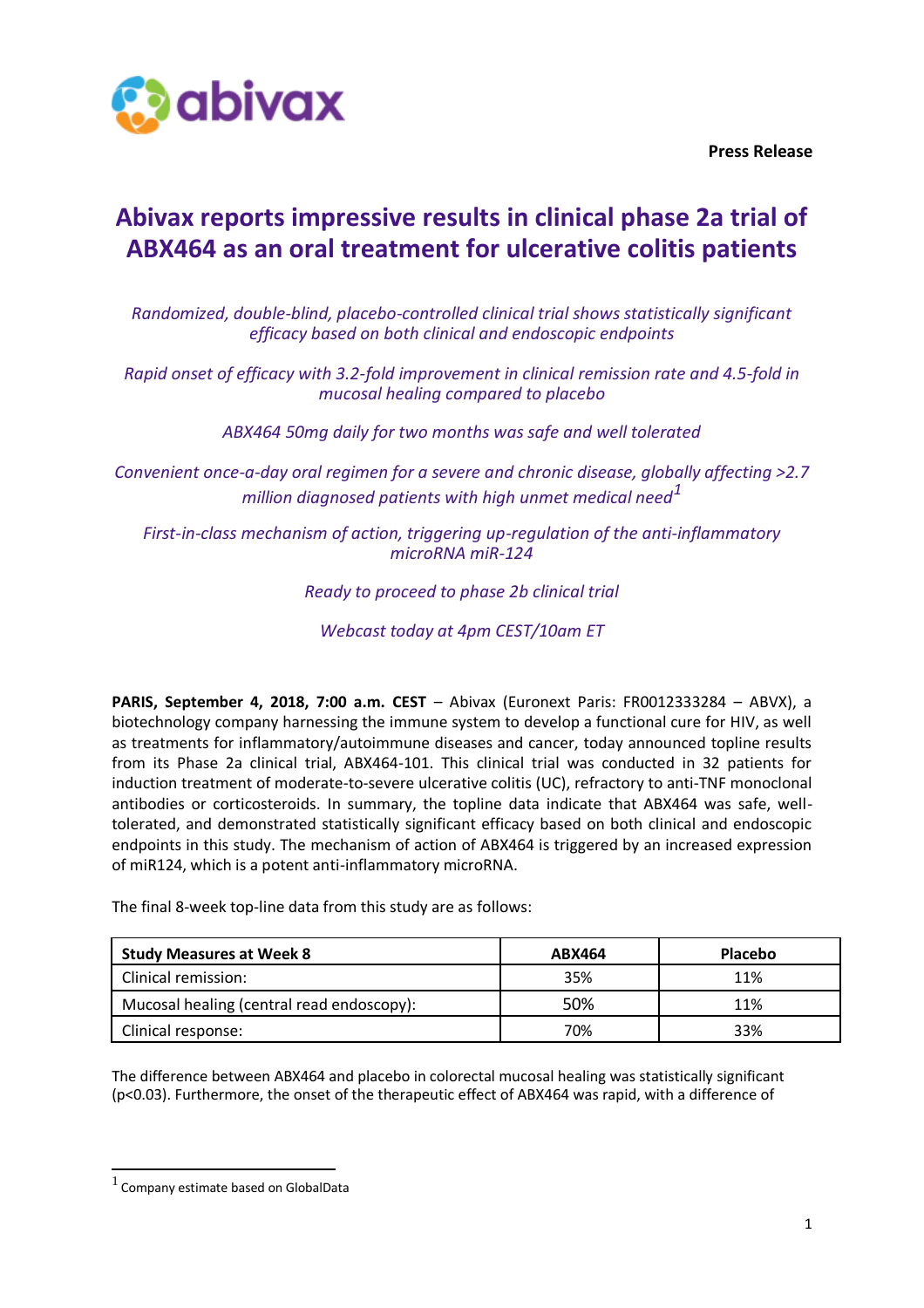**Press Release**

# Abivax reports impressive results in clinical phase 2a trial of ABX464 as an oral treatment for ulcerative colitis patients

*Randomized, double-blind, placebo-controlled clinical trial shows statistically significant efficacy based on both clinical and endoscopic endpoints*

*Rapid onset of efficacy with 3.2-fold improvement in clinical remission rate and 4.5-fold in mucosal healing compared to placebo*

*ABX464 50mg daily for two months was safe and well tolerated*

*Convenient once-a-day oral regimen for a severe and chronic disease, globally affecting >2.7 million diagnosed patients with high unmet medical need*[1]

*First-in-class mechanism of action, triggering up-regulation of the anti-inflammatory microRNA miR-124*

*Ready to proceed to phase 2b clinical trial*

*Webcast today at 4pm CEST/10am ET*

**PARIS, September 4, 2018, 7:00 a.m. CEST** – Abivax (Euronext Paris: FR0012333284 – ABVX), a biotechnology company harnessing the immune system to develop a functional cure for HIV, as well as treatments for inflammatory/autoimmune diseases and cancer, today announced topline results from its Phase 2a clinical trial, ABX464-101. This clinical trial was conducted in 32 patients for induction treatment of moderate-to-severe ulcerative colitis (UC), refractory to anti-TNF monoclonal antibodies or corticosteroids. In summary, the topline data indicate that ABX464 was safe, well-tolerated, and demonstrated statistically significant efficacy based on both clinical and endoscopic endpoints in this study. The mechanism of action of ABX464 is triggered by an increased expression of miR124, which is a potent anti-inflammatory microRNA.

The final 8-week top-line data from this study are as follows:

| Study Measures at Week 8 | ABX464 | Placebo |
| --- | --- | --- |
| Clinical remission: | 35% | 11% |
| Mucosal healing (central read endoscopy): | 50% | 11% |
| Clinical response: | 70% | 33% |

The difference between ABX464 and placebo in colorectal mucosal healing was statistically significant ($p<0.03$). Furthermore, the onset of the therapeutic effect of ABX464 was rapid, with a difference of

[1] Company estimate based on GlobalData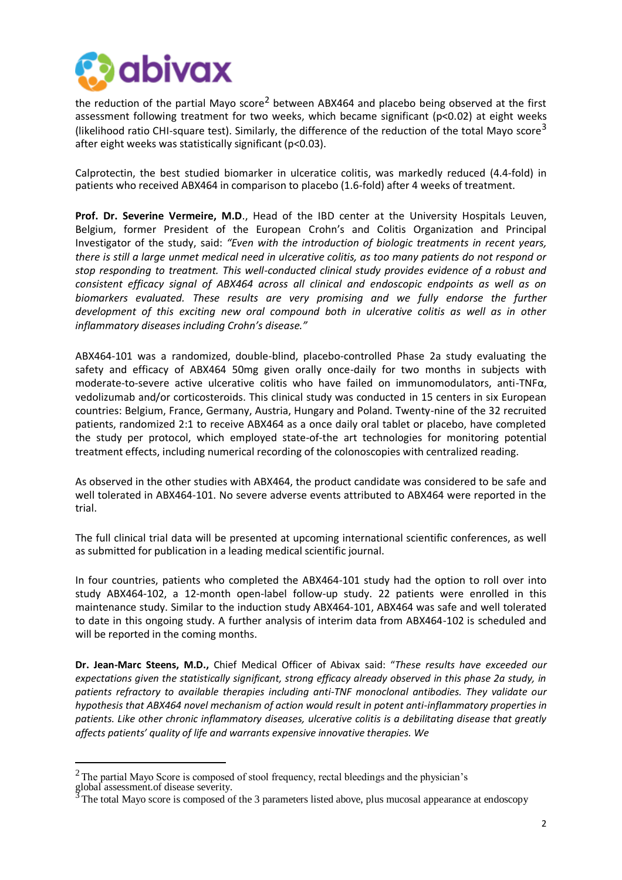the reduction of the partial Mayo score[2] between ABX464 and placebo being observed at the first assessment following treatment for two weeks, which became significant ($p<0.02$) at eight weeks (likelihood ratio CHI-square test). Similarly, the difference of the reduction of the total Mayo score[3] after eight weeks was statistically significant ($p<0.03$).

Calprotectin, the best studied biomarker in ulceratice colitis, was markedly reduced (4.4-fold) in patients who received ABX464 in comparison to placebo (1.6-fold) after 4 weeks of treatment.

**Prof. Dr. Severine Vermeire, M.D**., Head of the IBD center at the University Hospitals Leuven, Belgium, former President of the European Crohn's and Colitis Organization and Principal Investigator of the study, said: *"Even with the introduction of biologic treatments in recent years, there is still a large unmet medical need in ulcerative colitis, as too many patients do not respond or stop responding to treatment. This well-conducted clinical study provides evidence of a robust and consistent efficacy signal of ABX464 across all clinical and endoscopic endpoints as well as on biomarkers evaluated. These results are very promising and we fully endorse the further development of this exciting new oral compound both in ulcerative colitis as well as in other inflammatory diseases including Crohn's disease."*

ABX464-101 was a randomized, double-blind, placebo-controlled Phase 2a study evaluating the safety and efficacy of ABX464 50mg given orally once-daily for two months in subjects with moderate-to-severe active ulcerative colitis who have failed on immunomodulators, anti-TNFα, vedolizumab and/or corticosteroids. This clinical study was conducted in 15 centers in six European countries: Belgium, France, Germany, Austria, Hungary and Poland. Twenty-nine of the 32 recruited patients, randomized 2:1 to receive ABX464 as a once daily oral tablet or placebo, have completed the study per protocol, which employed state-of-the art technologies for monitoring potential treatment effects, including numerical recording of the colonoscopies with centralized reading.

As observed in the other studies with ABX464, the product candidate was considered to be safe and well tolerated in ABX464-101. No severe adverse events attributed to ABX464 were reported in the trial.

The full clinical trial data will be presented at upcoming international scientific conferences, as well as submitted for publication in a leading medical scientific journal.

In four countries, patients who completed the ABX464-101 study had the option to roll over into study ABX464-102, a 12-month open-label follow-up study. 22 patients were enrolled in this maintenance study. Similar to the induction study ABX464-101, ABX464 was safe and well tolerated to date in this ongoing study. A further analysis of interim data from ABX464-102 is scheduled and will be reported in the coming months.

**Dr. Jean-Marc Steens, M.D.,** Chief Medical Officer of Abivax said: "*These results have exceeded our expectations given the statistically significant, strong efficacy already observed in this phase 2a study, in patients refractory to available therapies including anti-TNF monoclonal antibodies. They validate our hypothesis that ABX464 novel mechanism of action would result in potent anti-inflammatory properties in patients. Like other chronic inflammatory diseases, ulcerative colitis is a debilitating disease that greatly affects patients' quality of life and warrants expensive innovative therapies. We*

---

[2] The partial Mayo Score is composed of stool frequency, rectal bleedings and the physician's global assessment.of disease severity.

[3] The total Mayo score is composed of the 3 parameters listed above, plus mucosal appearance at endoscopy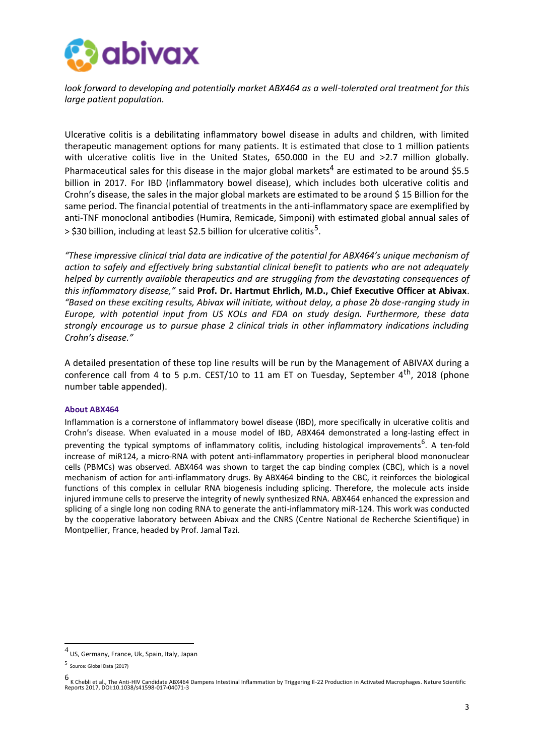*look forward to developing and potentially market ABX464 as a well-tolerated oral treatment for this large patient population.*

Ulcerative colitis is a debilitating inflammatory bowel disease in adults and children, with limited therapeutic management options for many patients. It is estimated that close to 1 million patients with ulcerative colitis live in the United States, 650.000 in the EU and >2.7 million globally. Pharmaceutical sales for this disease in the major global markets[4] are estimated to be around $5.5 billion in 2017. For IBD (inflammatory bowel disease), which includes both ulcerative colitis and Crohn's disease, the sales in the major global markets are estimated to be around $ 15 Billion for the same period. The financial potential of treatments in the anti-inflammatory space are exemplified by anti-TNF monoclonal antibodies (Humira, Remicade, Simponi) with estimated global annual sales of > $30 billion, including at least $2.5 billion for ulcerative colitis[5].

*"These impressive clinical trial data are indicative of the potential for ABX464's unique mechanism of action to safely and effectively bring substantial clinical benefit to patients who are not adequately helped by currently available therapeutics and are struggling from the devastating consequences of this inflammatory disease,"* said **Prof. Dr. Hartmut Ehrlich, M.D., Chief Executive Officer at Abivax**. *"Based on these exciting results, Abivax will initiate, without delay, a phase 2b dose-ranging study in Europe, with potential input from US KOLs and FDA on study design. Furthermore, these data strongly encourage us to pursue phase 2 clinical trials in other inflammatory indications including Crohn's disease."*

A detailed presentation of these top line results will be run by the Management of ABIVAX during a conference call from 4 to 5 p.m. CEST/10 to 11 am ET on Tuesday, September 4th, 2018 (phone number table appended).

### About ABX464

Inflammation is a cornerstone of inflammatory bowel disease (IBD), more specifically in ulcerative colitis and Crohn's disease. When evaluated in a mouse model of IBD, ABX464 demonstrated a long-lasting effect in preventing the typical symptoms of inflammatory colitis, including histological improvements[6]. A ten-fold increase of miR124, a micro-RNA with potent anti-inflammatory properties in peripheral blood mononuclear cells (PBMCs) was observed. ABX464 was shown to target the cap binding complex (CBC), which is a novel mechanism of action for anti-inflammatory drugs. By ABX464 binding to the CBC, it reinforces the biological functions of this complex in cellular RNA biogenesis including splicing. Therefore, the molecule acts inside injured immune cells to preserve the integrity of newly synthesized RNA. ABX464 enhanced the expression and splicing of a single long non coding RNA to generate the anti-inflammatory miR-124. This work was conducted by the cooperative laboratory between Abivax and the CNRS (Centre National de Recherche Scientifique) in Montpellier, France, headed by Prof. Jamal Tazi.

---

[4] US, Germany, France, Uk, Spain, Italy, Japan

[5] Source: Global Data (2017)

[6] K Chebli et al., The Anti-HIV Candidate ABX464 Dampens Intestinal Inflammation by Triggering Il-22 Production in Activated Macrophages. Nature Scientific Reports 2017, DOI:10.1038/s41598-017-04071-3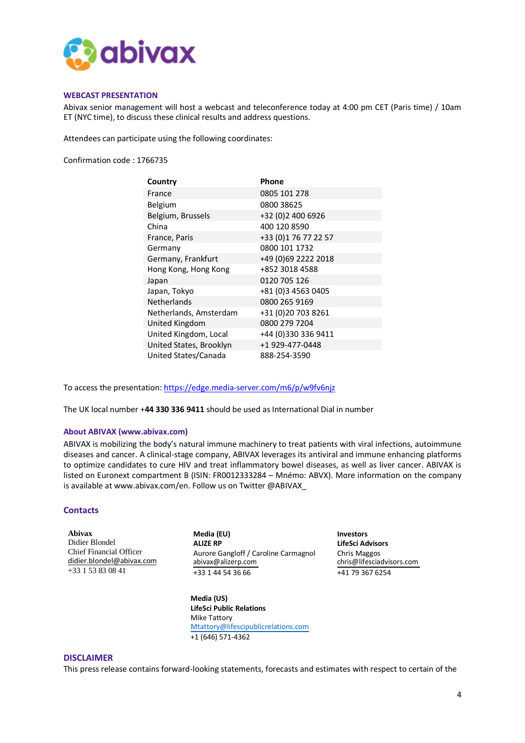## WEBCAST PRESENTATION

Abivax senior management will host a webcast and teleconference today at 4:00 pm CET (Paris time) / 10am ET (NYC time), to discuss these clinical results and address questions.

Attendees can participate using the following coordinates:

Confirmation code : 1766735

| Country | Phone |
|---|---|
| France | 0805 101 278 |
| Belgium | 0800 38625 |
| Belgium, Brussels | +32 (0)2 400 6926 |
| China | 400 120 8590 |
| France, Paris | +33 (0)1 76 77 22 57 |
| Germany | 0800 101 1732 |
| Germany, Frankfurt | +49 (0)69 2222 2018 |
| Hong Kong, Hong Kong | +852 3018 4588 |
| Japan | 0120 705 126 |
| Japan, Tokyo | +81 (0)3 4563 0405 |
| Netherlands | 0800 265 9169 |
| Netherlands, Amsterdam | +31 (0)20 703 8261 |
| United Kingdom | 0800 279 7204 |
| United Kingdom, Local | +44 (0)330 336 9411 |
| United States, Brooklyn | +1 929-477-0448 |
| United States/Canada | 888-254-3590 |

To access the presentation: https://edge.media-server.com/m6/p/w9fv6njz

The UK local number **+44 330 336 9411** should be used as International Dial in number

## About ABIVAX (www.abivax.com)

ABIVAX is mobilizing the body's natural immune machinery to treat patients with viral infections, autoimmune diseases and cancer. A clinical-stage company, ABIVAX leverages its antiviral and immune enhancing platforms to optimize candidates to cure HIV and treat inflammatory bowel diseases, as well as liver cancer. ABIVAX is listed on Euronext compartment B (ISIN: FR0012333284 – Mnémo: ABVX). More information on the company is available at www.abivax.com/en. Follow us on Twitter @ABIVAX_

## Contacts

**Abivax**
Didier Blondel
Chief Financial Officer
didier.blondel@abivax.com
+33 1 53 83 08 41

**Media (EU)**
**ALIZE RP**
Aurore Gangloff / Caroline Carmagnol
abivax@alizerp.com
+33 1 44 54 36 66

**Investors**
**LifeSci Advisors**
Chris Maggos
chris@lifesciadvisors.com
+41 79 367 6254

**Media (US)**
**LifeSci Public Relations**
Mike Tattory
Mtattory@lifescipublicrelations.com
+1 (646) 571-4362

## DISCLAIMER

This press release contains forward-looking statements, forecasts and estimates with respect to certain of the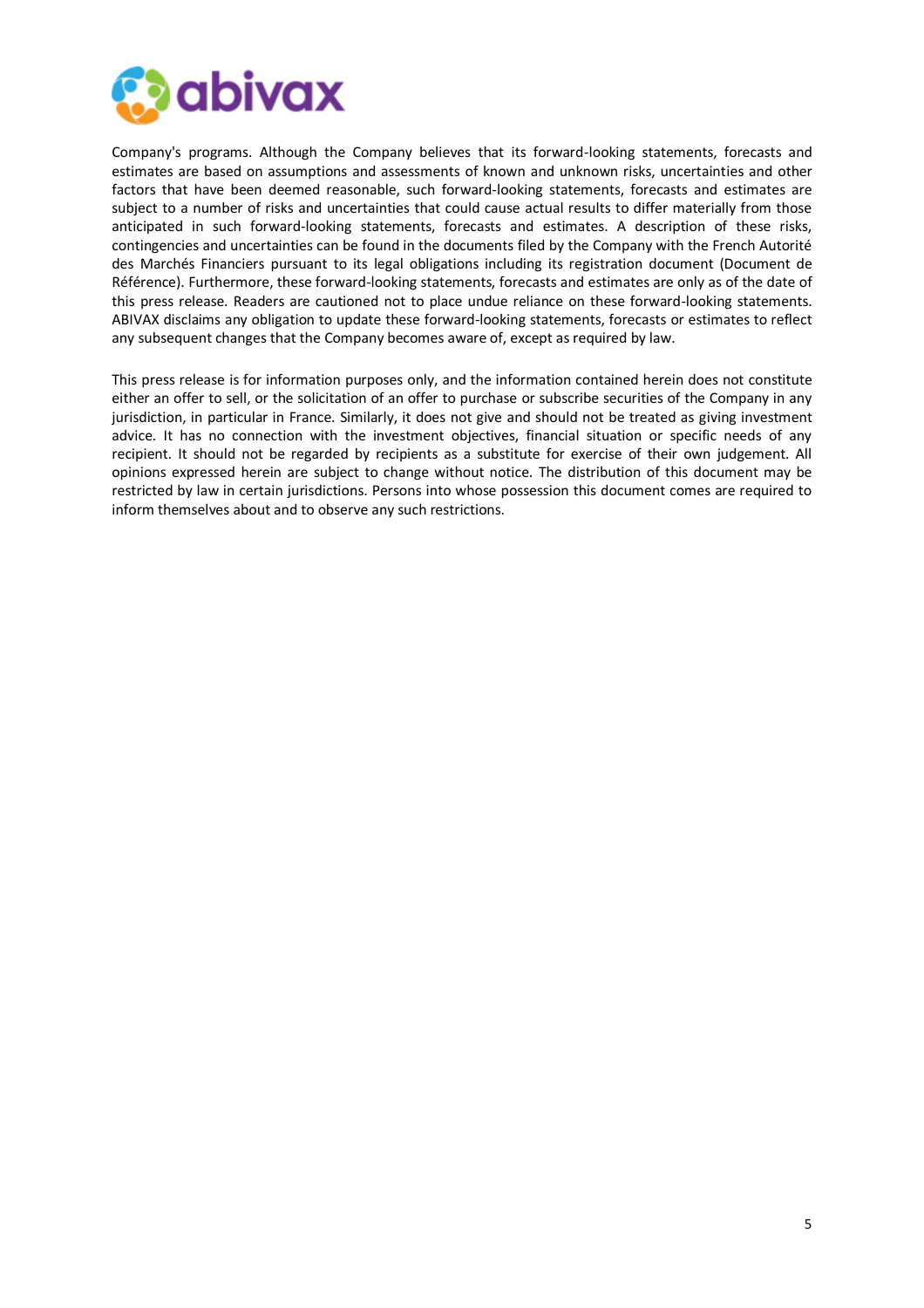Company's programs. Although the Company believes that its forward-looking statements, forecasts and estimates are based on assumptions and assessments of known and unknown risks, uncertainties and other factors that have been deemed reasonable, such forward-looking statements, forecasts and estimates are subject to a number of risks and uncertainties that could cause actual results to differ materially from those anticipated in such forward-looking statements, forecasts and estimates. A description of these risks, contingencies and uncertainties can be found in the documents filed by the Company with the French Autorité des Marchés Financiers pursuant to its legal obligations including its registration document (Document de Référence). Furthermore, these forward-looking statements, forecasts and estimates are only as of the date of this press release. Readers are cautioned not to place undue reliance on these forward-looking statements. ABIVAX disclaims any obligation to update these forward-looking statements, forecasts or estimates to reflect any subsequent changes that the Company becomes aware of, except as required by law.

This press release is for information purposes only, and the information contained herein does not constitute either an offer to sell, or the solicitation of an offer to purchase or subscribe securities of the Company in any jurisdiction, in particular in France. Similarly, it does not give and should not be treated as giving investment advice. It has no connection with the investment objectives, financial situation or specific needs of any recipient. It should not be regarded by recipients as a substitute for exercise of their own judgement. All opinions expressed herein are subject to change without notice. The distribution of this document may be restricted by law in certain jurisdictions. Persons into whose possession this document comes are required to inform themselves about and to observe any such restrictions.